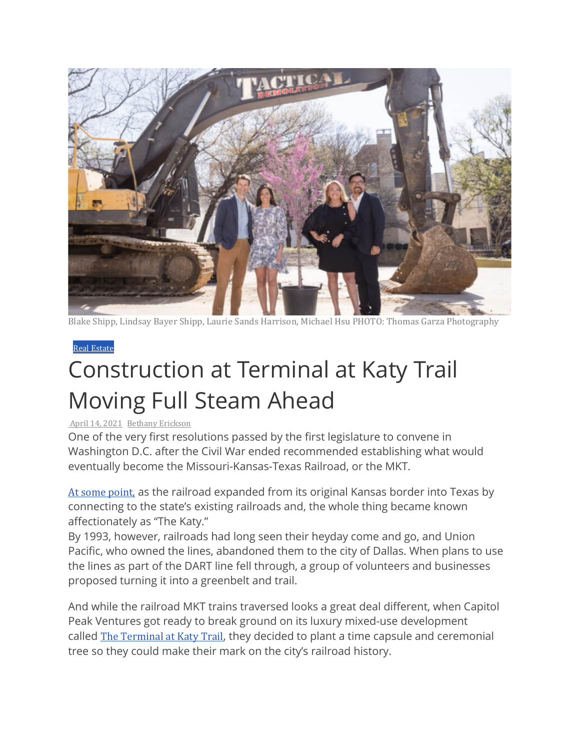Blake Shipp, Lindsay Bayer Shipp, Laurie Sands Harrison, Michael Hsu PHOTO: Thomas Garza Photography

Real Estate

# Construction at Terminal at Katy Trail Moving Full Steam Ahead

April 14, 2021 Bethany Erickson

One of the very first resolutions passed by the first legislature to convene in Washington D.C. after the Civil War ended recommended establishing what would eventually become the Missouri-Kansas-Texas Railroad, or the MKT.

At some point, as the railroad expanded from its original Kansas border into Texas by connecting to the state's existing railroads and, the whole thing became known affectionately as "The Katy."

By 1993, however, railroads had long seen their heyday come and go, and Union Pacific, who owned the lines, abandoned them to the city of Dallas. When plans to use the lines as part of the DART line fell through, a group of volunteers and businesses proposed turning it into a greenbelt and trail.

And while the railroad MKT trains traversed looks a great deal different, when Capitol Peak Ventures got ready to break ground on its luxury mixed-use development called The Terminal at Katy Trail, they decided to plant a time capsule and ceremonial tree so they could make their mark on the city's railroad history.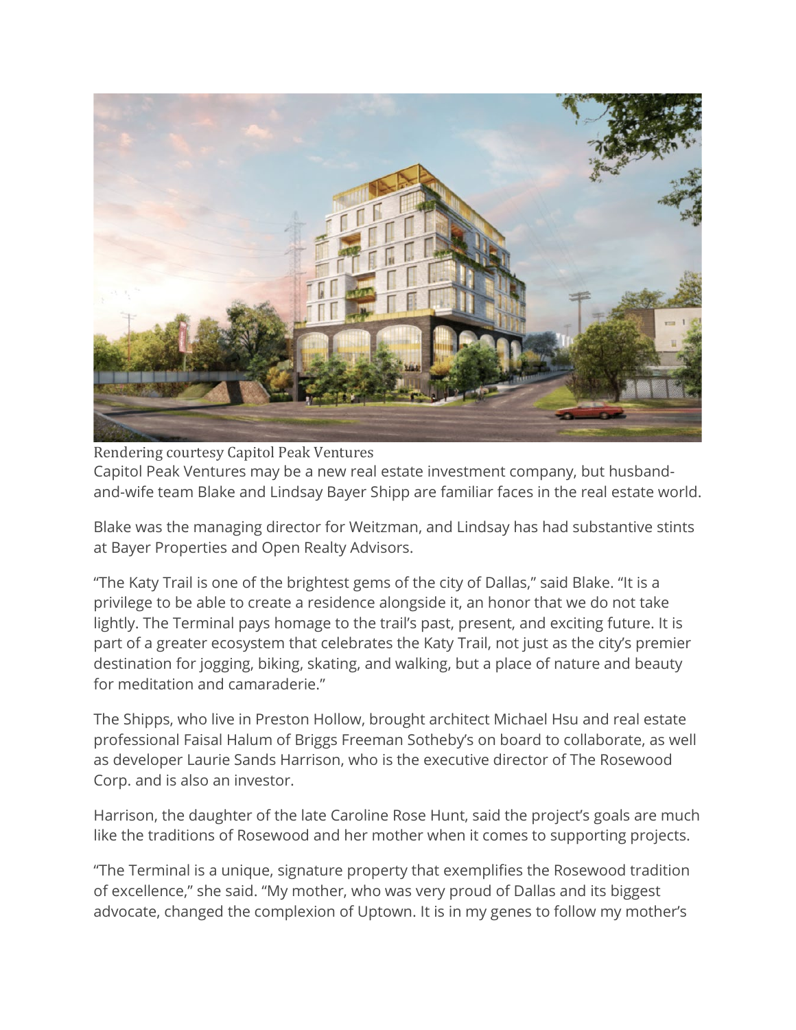Rendering courtesy Capitol Peak Ventures

Capitol Peak Ventures may be a new real estate investment company, but husband-and-wife team Blake and Lindsay Bayer Shipp are familiar faces in the real estate world.

Blake was the managing director for Weitzman, and Lindsay has had substantive stints at Bayer Properties and Open Realty Advisors.

"The Katy Trail is one of the brightest gems of the city of Dallas," said Blake. "It is a privilege to be able to create a residence alongside it, an honor that we do not take lightly. The Terminal pays homage to the trail's past, present, and exciting future. It is part of a greater ecosystem that celebrates the Katy Trail, not just as the city's premier destination for jogging, biking, skating, and walking, but a place of nature and beauty for meditation and camaraderie."

The Shipps, who live in Preston Hollow, brought architect Michael Hsu and real estate professional Faisal Halum of Briggs Freeman Sotheby's on board to collaborate, as well as developer Laurie Sands Harrison, who is the executive director of The Rosewood Corp. and is also an investor.

Harrison, the daughter of the late Caroline Rose Hunt, said the project's goals are much like the traditions of Rosewood and her mother when it comes to supporting projects.

"The Terminal is a unique, signature property that exemplifies the Rosewood tradition of excellence," she said. "My mother, who was very proud of Dallas and its biggest advocate, changed the complexion of Uptown. It is in my genes to follow my mother's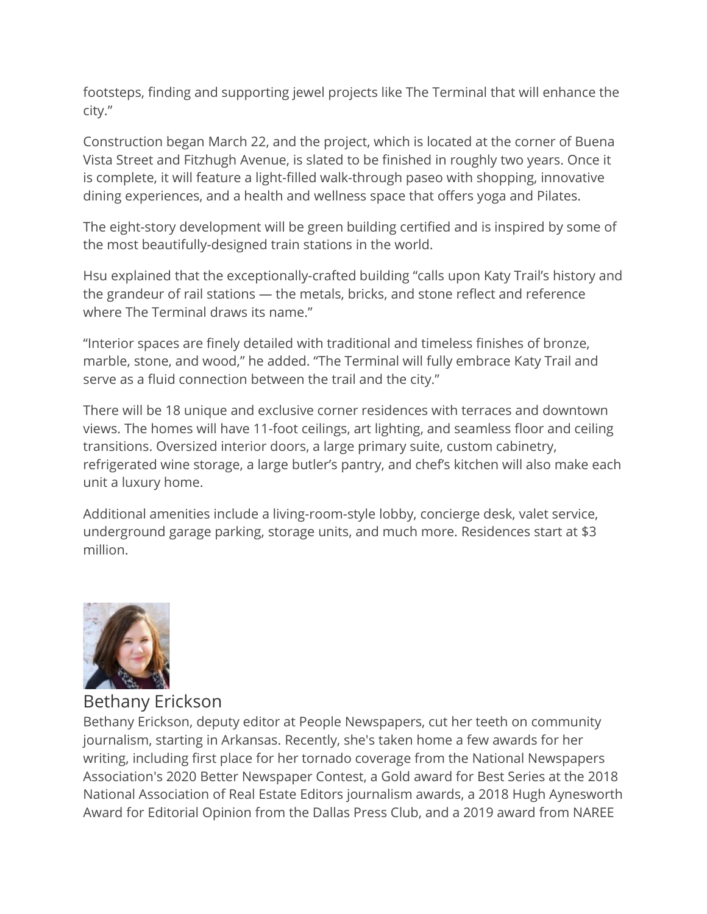footsteps, finding and supporting jewel projects like The Terminal that will enhance the city."

Construction began March 22, and the project, which is located at the corner of Buena Vista Street and Fitzhugh Avenue, is slated to be finished in roughly two years. Once it is complete, it will feature a light-filled walk-through paseo with shopping, innovative dining experiences, and a health and wellness space that offers yoga and Pilates.

The eight-story development will be green building certified and is inspired by some of the most beautifully-designed train stations in the world.

Hsu explained that the exceptionally-crafted building "calls upon Katy Trail's history and the grandeur of rail stations — the metals, bricks, and stone reflect and reference where The Terminal draws its name."

"Interior spaces are finely detailed with traditional and timeless finishes of bronze, marble, stone, and wood," he added. "The Terminal will fully embrace Katy Trail and serve as a fluid connection between the trail and the city."

There will be 18 unique and exclusive corner residences with terraces and downtown views. The homes will have 11-foot ceilings, art lighting, and seamless floor and ceiling transitions. Oversized interior doors, a large primary suite, custom cabinetry, refrigerated wine storage, a large butler's pantry, and chef's kitchen will also make each unit a luxury home.

Additional amenities include a living-room-style lobby, concierge desk, valet service, underground garage parking, storage units, and much more. Residences start at $3 million.

Bethany Erickson

Bethany Erickson, deputy editor at People Newspapers, cut her teeth on community journalism, starting in Arkansas. Recently, she's taken home a few awards for her writing, including first place for her tornado coverage from the National Newspapers Association's 2020 Better Newspaper Contest, a Gold award for Best Series at the 2018 National Association of Real Estate Editors journalism awards, a 2018 Hugh Aynesworth Award for Editorial Opinion from the Dallas Press Club, and a 2019 award from NAREE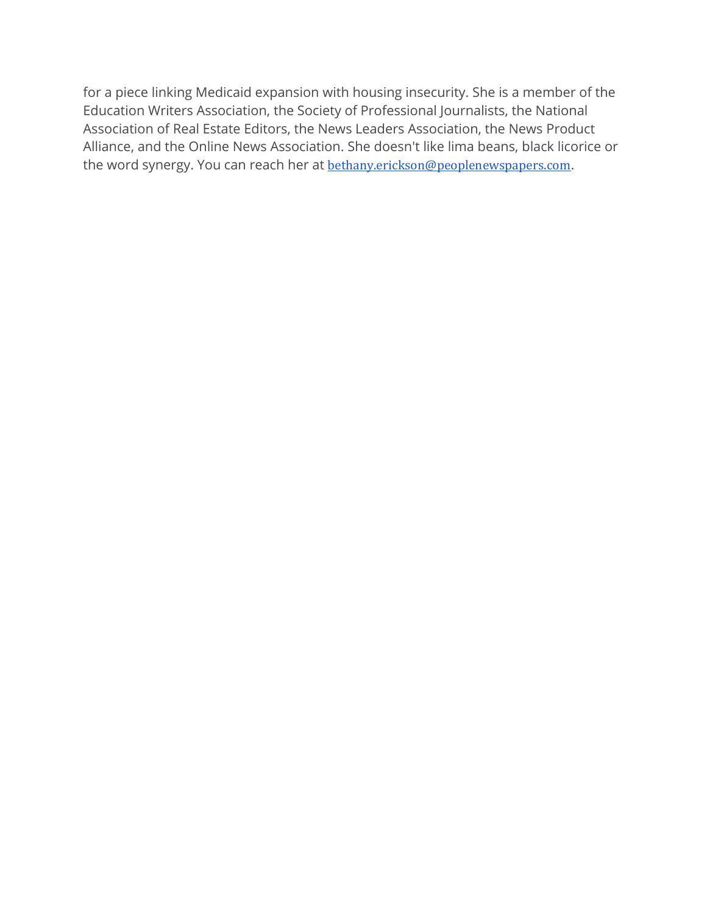for a piece linking Medicaid expansion with housing insecurity. She is a member of the Education Writers Association, the Society of Professional Journalists, the National Association of Real Estate Editors, the News Leaders Association, the News Product Alliance, and the Online News Association. She doesn't like lima beans, black licorice or the word synergy. You can reach her at bethany.erickson@peoplenewspapers.com.